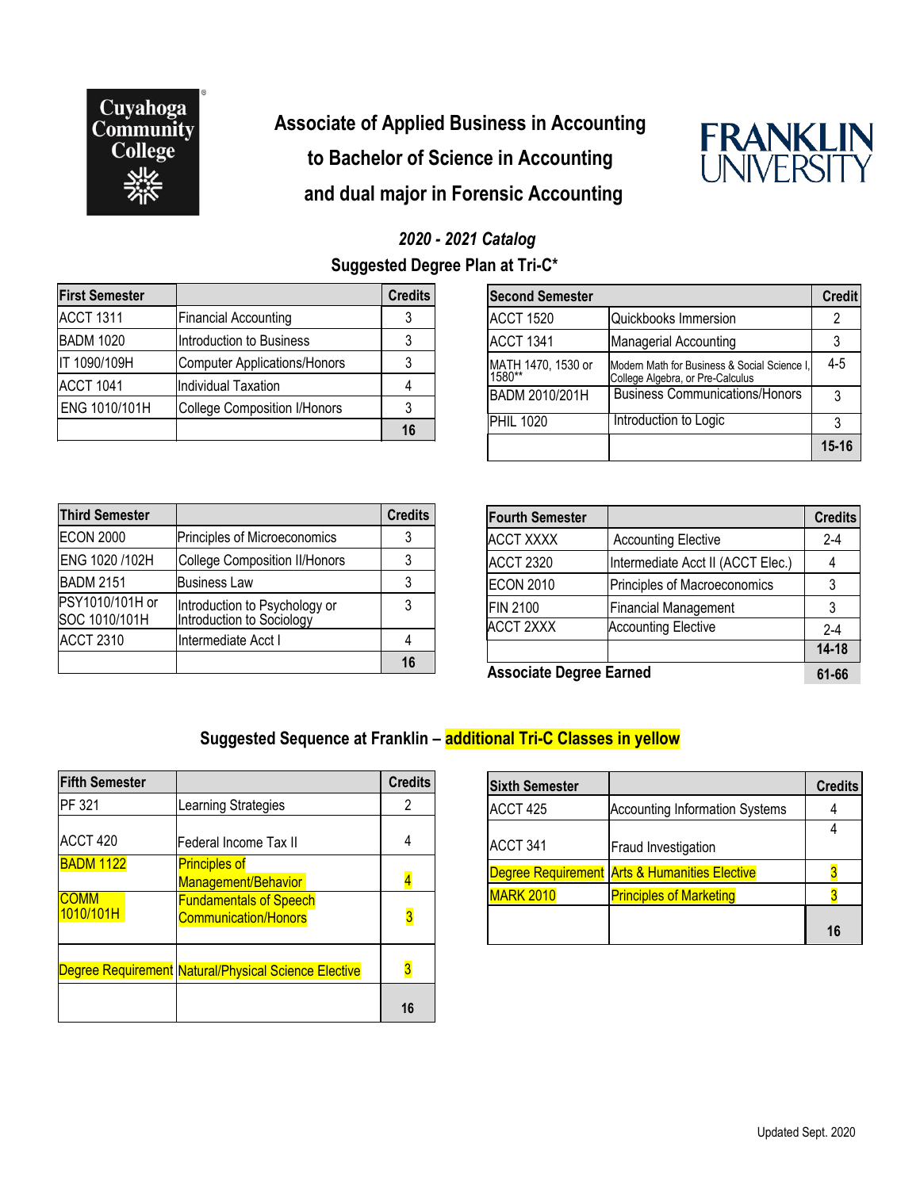# Associate of Applied Business in Accounting to Bachelor of Science in Accounting and dual major in Forensic Accounting

***2020 - 2021 Catalog***

**Suggested Degree Plan at Tri-C***

| First Semester | | Credits |
|---|---|---|
| ACCT 1311 | Financial Accounting | 3 |
| BADM 1020 | Introduction to Business | 3 |
| IT 1090/109H | Computer Applications/Honors | 3 |
| ACCT 1041 | Individual Taxation | 4 |
| ENG 1010/101H | College Composition I/Honors | 3 |
| | | **16** |

| Second Semester | | Credit |
|---|---|---|
| ACCT 1520 | Quickbooks Immersion | 2 |
| ACCT 1341 | Managerial Accounting | 3 |
| MATH 1470, 1530 or 1580** | Modern Math for Business & Social Science I, College Algebra, or Pre-Calculus | 4-5 |
| BADM 2010/201H | Business Communications/Honors | 3 |
| PHIL 1020 | Introduction to Logic | 3 |
| | | **15-16** |

| Third Semester | | Credits |
|---|---|---|
| ECON 2000 | Principles of Microeconomics | 3 |
| ENG 1020 /102H | College Composition II/Honors | 3 |
| BADM 2151 | Business Law | 3 |
| PSY1010/101H or SOC 1010/101H | Introduction to Psychology or Introduction to Sociology | 3 |
| ACCT 2310 | Intermediate Acct I | 4 |
| | | **16** |

| Fourth Semester | | Credits |
|---|---|---|
| ACCT XXXX | Accounting Elective | 2-4 |
| ACCT 2320 | Intermediate Acct II (ACCT Elec.) | 4 |
| ECON 2010 | Principles of Macroeconomics | 3 |
| FIN 2100 | Financial Management | 3 |
| ACCT 2XXX | Accounting Elective | 2-4 |
| | | **14-18** |
| **Associate Degree Earned** | | **61-66** |

**Suggested Sequence at Franklin – additional Tri-C Classes in yellow**

| Fifth Semester | | Credits |
|---|---|---|
| PF 321 | Learning Strategies | 2 |
| ACCT 420 | Federal Income Tax II | 4 |
| BADM 1122 | Principles of Management/Behavior | 4 |
| COMM 1010/101H | Fundamentals of Speech Communication/Honors | 3 |
| Degree Requirement | Natural/Physical Science Elective | 3 |
| | | **16** |

| Sixth Semester | | Credits |
|---|---|---|
| ACCT 425 | Accounting Information Systems | 4 |
| ACCT 341 | Fraud Investigation | 4 |
| Degree Requirement | Arts & Humanities Elective | 3 |
| MARK 2010 | Principles of Marketing | 3 |
| | | **16** |

Updated Sept. 2020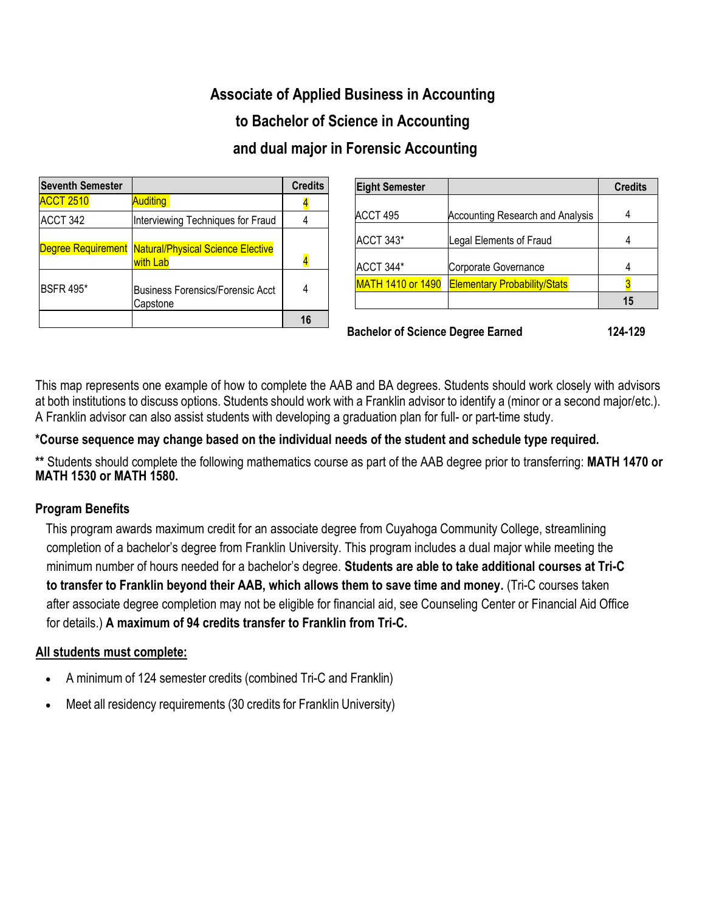## Associate of Applied Business in Accounting

## to Bachelor of Science in Accounting

## and dual major in Forensic Accounting

| Seventh Semester | | Credits |
|---|---|---|
| ACCT 2510 | Auditing | 4 |
| ACCT 342 | Interviewing Techniques for Fraud | 4 |
| Degree Requirement | Natural/Physical Science Elective with Lab | 4 |
| BSFR 495* | Business Forensics/Forensic Acct Capstone | 4 |
| | | **16** |

| Eight Semester | | Credits |
|---|---|---|
| ACCT 495 | Accounting Research and Analysis | 4 |
| ACCT 343* | Legal Elements of Fraud | 4 |
| ACCT 344* | Corporate Governance | 4 |
| MATH 1410 or 1490 | Elementary Probability/Stats | 3 |
| | | **15** |

**Bachelor of Science Degree Earned 124-129**

This map represents one example of how to complete the AAB and BA degrees. Students should work closely with advisors at both institutions to discuss options. Students should work with a Franklin advisor to identify a (minor or a second major/etc.). A Franklin advisor can also assist students with developing a graduation plan for full- or part-time study.

**\*Course sequence may change based on the individual needs of the student and schedule type required.**

**\*\*** Students should complete the following mathematics course as part of the AAB degree prior to transferring: **MATH 1470 or MATH 1530 or MATH 1580.**

### Program Benefits

This program awards maximum credit for an associate degree from Cuyahoga Community College, streamlining completion of a bachelor's degree from Franklin University. This program includes a dual major while meeting the minimum number of hours needed for a bachelor's degree. **Students are able to take additional courses at Tri-C to transfer to Franklin beyond their AAB, which allows them to save time and money.** (Tri-C courses taken after associate degree completion may not be eligible for financial aid, see Counseling Center or Financial Aid Office for details.) **A maximum of 94 credits transfer to Franklin from Tri-C.**

### All students must complete:

- A minimum of 124 semester credits (combined Tri-C and Franklin)
- Meet all residency requirements (30 credits for Franklin University)